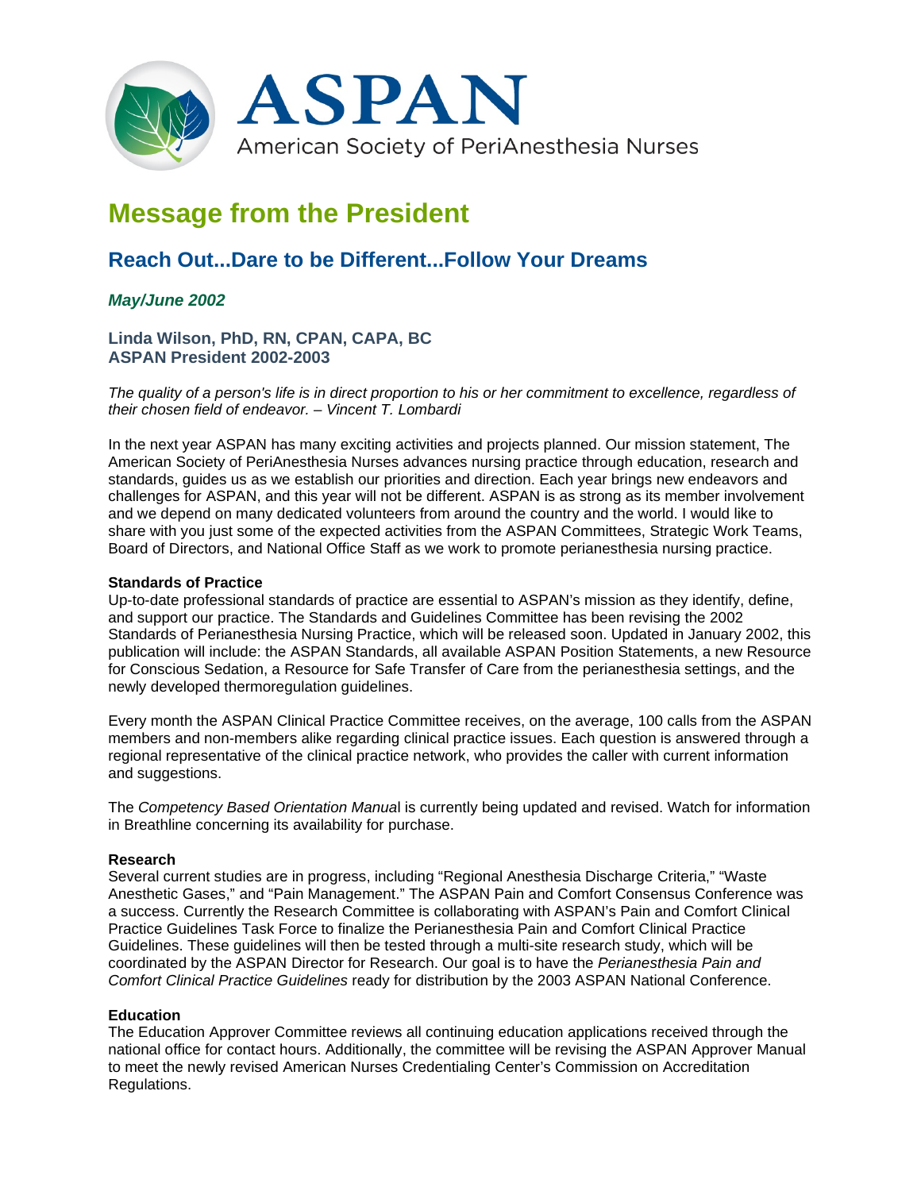# ASPAN

American Society of PeriAnesthesia Nurses

# Message from the President

## Reach Out...Dare to be Different...Follow Your Dreams

***May/June 2002***

**Linda Wilson, PhD, RN, CPAN, CAPA, BC**
**ASPAN President 2002-2003**

*The quality of a person's life is in direct proportion to his or her commitment to excellence, regardless of their chosen field of endeavor. – Vincent T. Lombardi*

In the next year ASPAN has many exciting activities and projects planned. Our mission statement, The American Society of PeriAnesthesia Nurses advances nursing practice through education, research and standards, guides us as we establish our priorities and direction. Each year brings new endeavors and challenges for ASPAN, and this year will not be different. ASPAN is as strong as its member involvement and we depend on many dedicated volunteers from around the country and the world. I would like to share with you just some of the expected activities from the ASPAN Committees, Strategic Work Teams, Board of Directors, and National Office Staff as we work to promote perianesthesia nursing practice.

**Standards of Practice**
Up-to-date professional standards of practice are essential to ASPAN's mission as they identify, define, and support our practice. The Standards and Guidelines Committee has been revising the 2002 Standards of Perianesthesia Nursing Practice, which will be released soon. Updated in January 2002, this publication will include: the ASPAN Standards, all available ASPAN Position Statements, a new Resource for Conscious Sedation, a Resource for Safe Transfer of Care from the perianesthesia settings, and the newly developed thermoregulation guidelines.

Every month the ASPAN Clinical Practice Committee receives, on the average, 100 calls from the ASPAN members and non-members alike regarding clinical practice issues. Each question is answered through a regional representative of the clinical practice network, who provides the caller with current information and suggestions.

The *Competency Based Orientation Manua*l is currently being updated and revised. Watch for information in Breathline concerning its availability for purchase.

**Research**
Several current studies are in progress, including "Regional Anesthesia Discharge Criteria," "Waste Anesthetic Gases," and "Pain Management." The ASPAN Pain and Comfort Consensus Conference was a success. Currently the Research Committee is collaborating with ASPAN's Pain and Comfort Clinical Practice Guidelines Task Force to finalize the Perianesthesia Pain and Comfort Clinical Practice Guidelines. These guidelines will then be tested through a multi-site research study, which will be coordinated by the ASPAN Director for Research. Our goal is to have the *Perianesthesia Pain and Comfort Clinical Practice Guidelines* ready for distribution by the 2003 ASPAN National Conference.

**Education**
The Education Approver Committee reviews all continuing education applications received through the national office for contact hours. Additionally, the committee will be revising the ASPAN Approver Manual to meet the newly revised American Nurses Credentialing Center's Commission on Accreditation Regulations.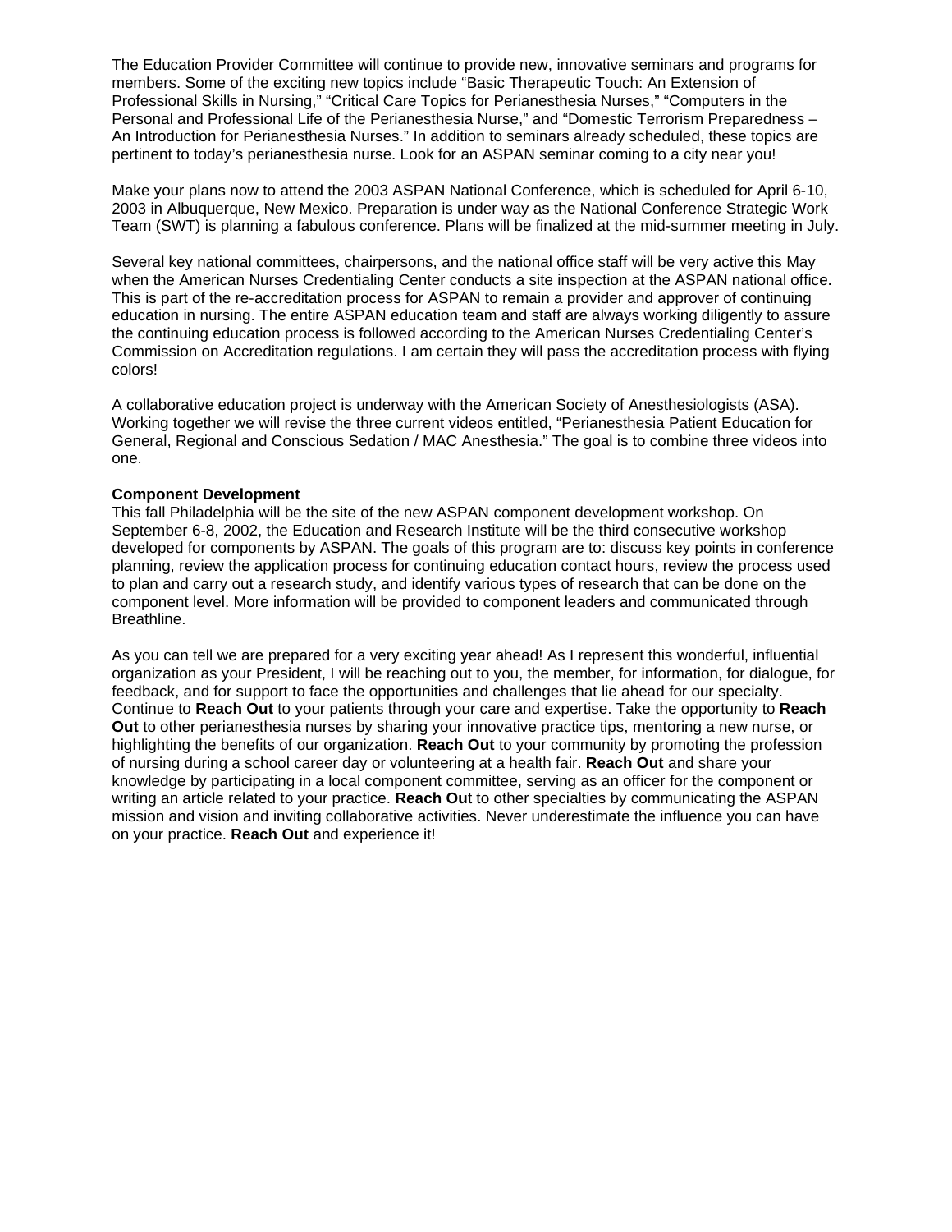The Education Provider Committee will continue to provide new, innovative seminars and programs for members. Some of the exciting new topics include "Basic Therapeutic Touch: An Extension of Professional Skills in Nursing," "Critical Care Topics for Perianesthesia Nurses," "Computers in the Personal and Professional Life of the Perianesthesia Nurse," and "Domestic Terrorism Preparedness – An Introduction for Perianesthesia Nurses." In addition to seminars already scheduled, these topics are pertinent to today's perianesthesia nurse. Look for an ASPAN seminar coming to a city near you!

Make your plans now to attend the 2003 ASPAN National Conference, which is scheduled for April 6-10, 2003 in Albuquerque, New Mexico. Preparation is under way as the National Conference Strategic Work Team (SWT) is planning a fabulous conference. Plans will be finalized at the mid-summer meeting in July.

Several key national committees, chairpersons, and the national office staff will be very active this May when the American Nurses Credentialing Center conducts a site inspection at the ASPAN national office. This is part of the re-accreditation process for ASPAN to remain a provider and approver of continuing education in nursing. The entire ASPAN education team and staff are always working diligently to assure the continuing education process is followed according to the American Nurses Credentialing Center's Commission on Accreditation regulations. I am certain they will pass the accreditation process with flying colors!

A collaborative education project is underway with the American Society of Anesthesiologists (ASA). Working together we will revise the three current videos entitled, "Perianesthesia Patient Education for General, Regional and Conscious Sedation / MAC Anesthesia." The goal is to combine three videos into one.

**Component Development**

This fall Philadelphia will be the site of the new ASPAN component development workshop. On September 6-8, 2002, the Education and Research Institute will be the third consecutive workshop developed for components by ASPAN. The goals of this program are to: discuss key points in conference planning, review the application process for continuing education contact hours, review the process used to plan and carry out a research study, and identify various types of research that can be done on the component level. More information will be provided to component leaders and communicated through Breathline.

As you can tell we are prepared for a very exciting year ahead! As I represent this wonderful, influential organization as your President, I will be reaching out to you, the member, for information, for dialogue, for feedback, and for support to face the opportunities and challenges that lie ahead for our specialty. Continue to **Reach Out** to your patients through your care and expertise. Take the opportunity to **Reach Out** to other perianesthesia nurses by sharing your innovative practice tips, mentoring a new nurse, or highlighting the benefits of our organization. **Reach Out** to your community by promoting the profession of nursing during a school career day or volunteering at a health fair. **Reach Out** and share your knowledge by participating in a local component committee, serving as an officer for the component or writing an article related to your practice. **Reach Ou**t to other specialties by communicating the ASPAN mission and vision and inviting collaborative activities. Never underestimate the influence you can have on your practice. **Reach Out** and experience it!